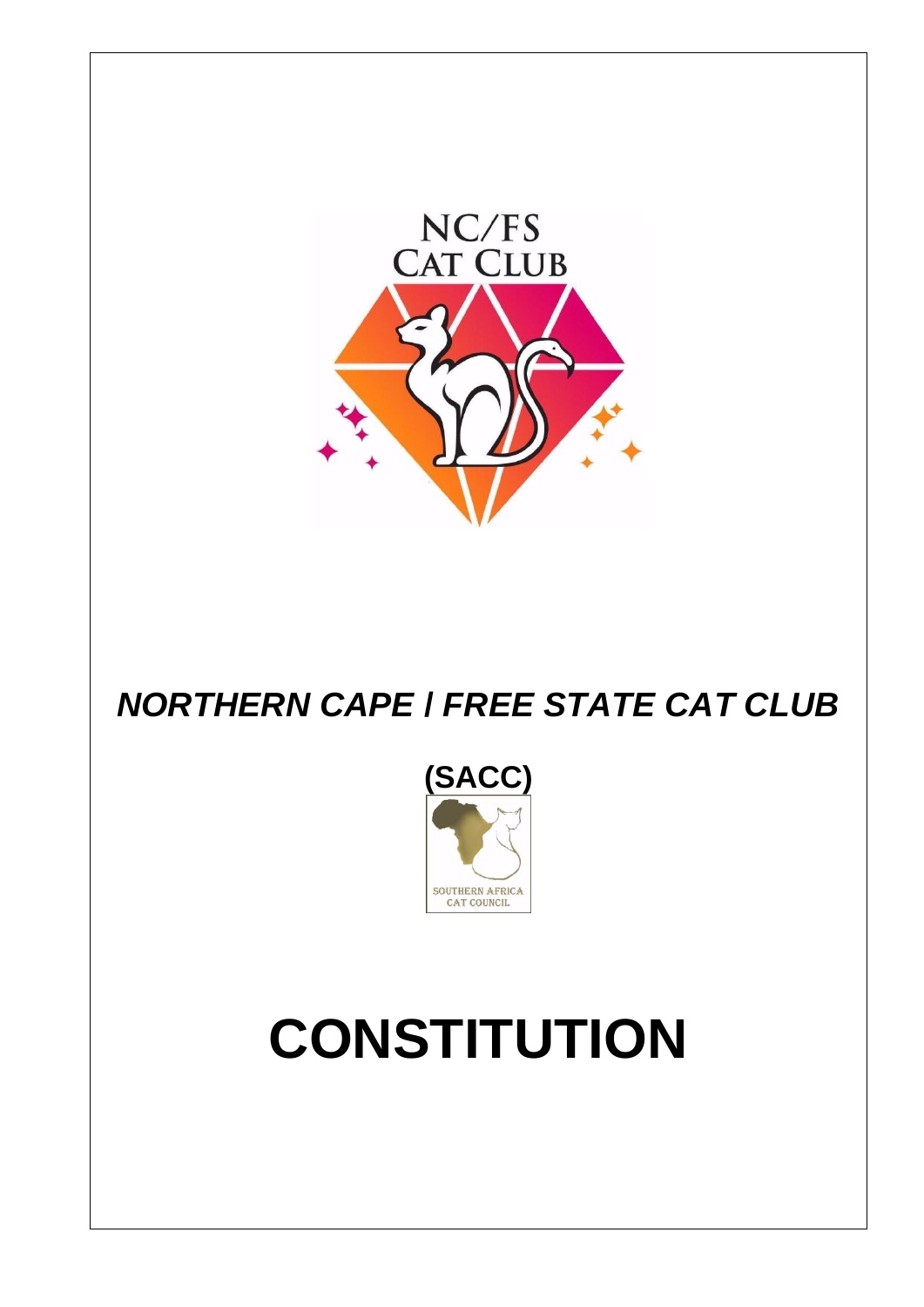# *NORTHERN CAPE / FREE STATE CAT CLUB*

**(SACC)**

# CONSTITUTION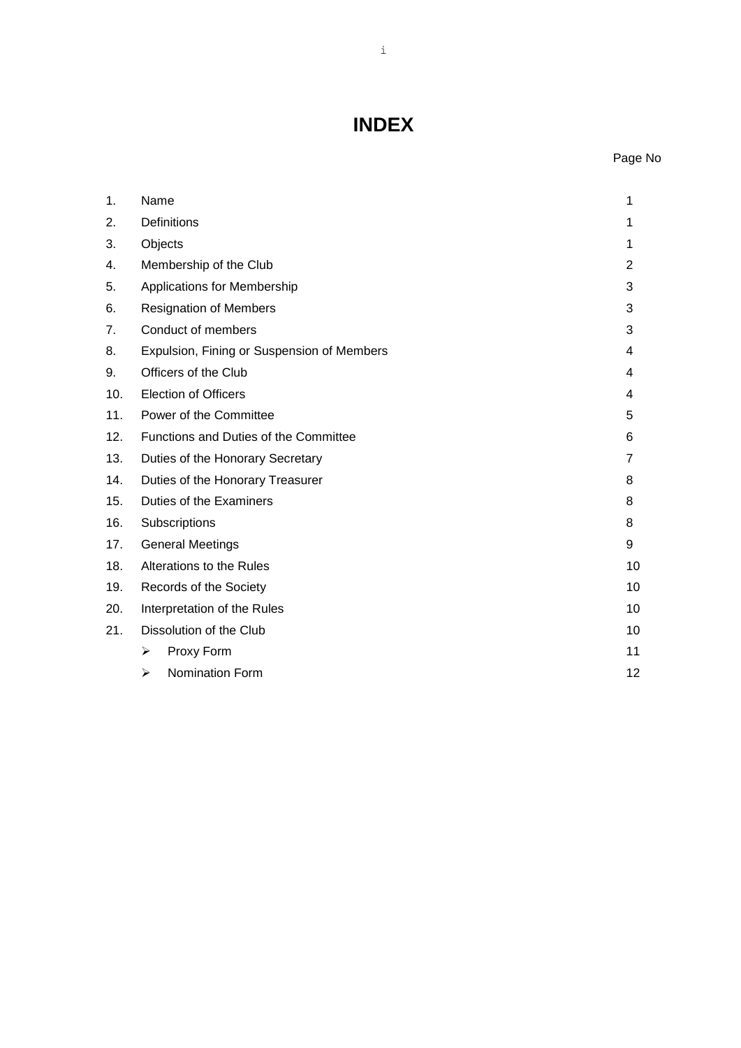# INDEX

| | | Page No |
|---|---|---|
| 1. | Name | 1 |
| 2. | Definitions | 1 |
| 3. | Objects | 1 |
| 4. | Membership of the Club | 2 |
| 5. | Applications for Membership | 3 |
| 6. | Resignation of Members | 3 |
| 7. | Conduct of members | 3 |
| 8. | Expulsion, Fining or Suspension of Members | 4 |
| 9. | Officers of the Club | 4 |
| 10. | Election of Officers | 4 |
| 11. | Power of the Committee | 5 |
| 12. | Functions and Duties of the Committee | 6 |
| 13. | Duties of the Honorary Secretary | 7 |
| 14. | Duties of the Honorary Treasurer | 8 |
| 15. | Duties of the Examiners | 8 |
| 16. | Subscriptions | 8 |
| 17. | General Meetings | 9 |
| 18. | Alterations to the Rules | 10 |
| 19. | Records of the Society | 10 |
| 20. | Interpretation of the Rules | 10 |
| 21. | Dissolution of the Club | 10 |
| | ➢ Proxy Form | 11 |
| | ➢ Nomination Form | 12 |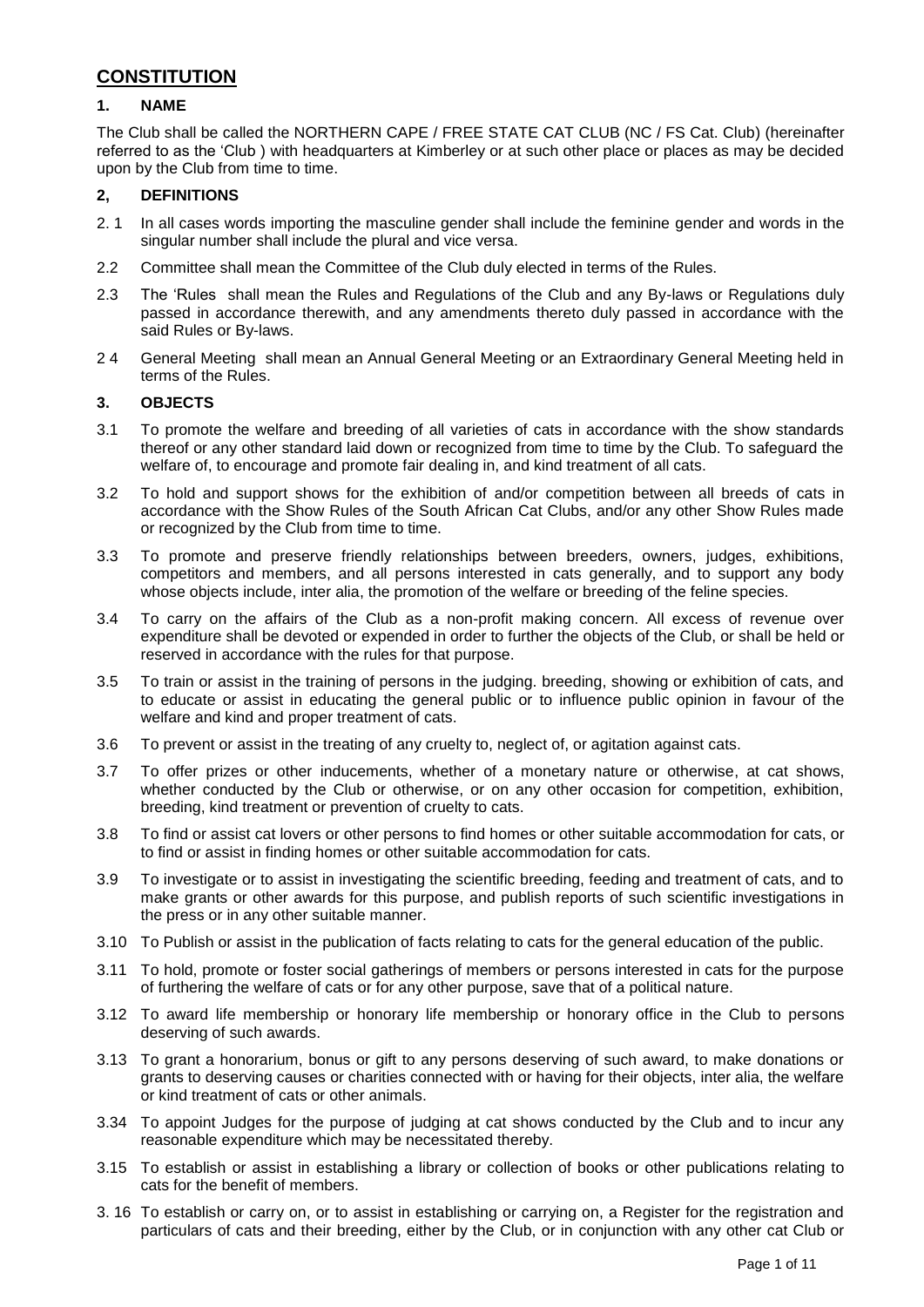## CONSTITUTION

### 1. NAME

The Club shall be called the NORTHERN CAPE / FREE STATE CAT CLUB (NC / FS Cat. Club) (hereinafter referred to as the 'Club ) with headquarters at Kimberley or at such other place or places as may be decided upon by the Club from time to time.

### 2, DEFINITIONS

2. 1 In all cases words importing the masculine gender shall include the feminine gender and words in the singular number shall include the plural and vice versa.

2.2 Committee shall mean the Committee of the Club duly elected in terms of the Rules.

2.3 The 'Rules shall mean the Rules and Regulations of the Club and any By-laws or Regulations duly passed in accordance therewith, and any amendments thereto duly passed in accordance with the said Rules or By-laws.

2 4 General Meeting shall mean an Annual General Meeting or an Extraordinary General Meeting held in terms of the Rules.

### 3. OBJECTS

3.1 To promote the welfare and breeding of all varieties of cats in accordance with the show standards thereof or any other standard laid down or recognized from time to time by the Club. To safeguard the welfare of, to encourage and promote fair dealing in, and kind treatment of all cats.

3.2 To hold and support shows for the exhibition of and/or competition between all breeds of cats in accordance with the Show Rules of the South African Cat Clubs, and/or any other Show Rules made or recognized by the Club from time to time.

3.3 To promote and preserve friendly relationships between breeders, owners, judges, exhibitions, competitors and members, and all persons interested in cats generally, and to support any body whose objects include, inter alia, the promotion of the welfare or breeding of the feline species.

3.4 To carry on the affairs of the Club as a non-profit making concern. All excess of revenue over expenditure shall be devoted or expended in order to further the objects of the Club, or shall be held or reserved in accordance with the rules for that purpose.

3.5 To train or assist in the training of persons in the judging. breeding, showing or exhibition of cats, and to educate or assist in educating the general public or to influence public opinion in favour of the welfare and kind and proper treatment of cats.

3.6 To prevent or assist in the treating of any cruelty to, neglect of, or agitation against cats.

3.7 To offer prizes or other inducements, whether of a monetary nature or otherwise, at cat shows, whether conducted by the Club or otherwise, or on any other occasion for competition, exhibition, breeding, kind treatment or prevention of cruelty to cats.

3.8 To find or assist cat lovers or other persons to find homes or other suitable accommodation for cats, or to find or assist in finding homes or other suitable accommodation for cats.

3.9 To investigate or to assist in investigating the scientific breeding, feeding and treatment of cats, and to make grants or other awards for this purpose, and publish reports of such scientific investigations in the press or in any other suitable manner.

3.10 To Publish or assist in the publication of facts relating to cats for the general education of the public.

3.11 To hold, promote or foster social gatherings of members or persons interested in cats for the purpose of furthering the welfare of cats or for any other purpose, save that of a political nature.

3.12 To award life membership or honorary life membership or honorary office in the Club to persons deserving of such awards.

3.13 To grant a honorarium, bonus or gift to any persons deserving of such award, to make donations or grants to deserving causes or charities connected with or having for their objects, inter alia, the welfare or kind treatment of cats or other animals.

3.34 To appoint Judges for the purpose of judging at cat shows conducted by the Club and to incur any reasonable expenditure which may be necessitated thereby.

3.15 To establish or assist in establishing a library or collection of books or other publications relating to cats for the benefit of members.

3. 16 To establish or carry on, or to assist in establishing or carrying on, a Register for the registration and particulars of cats and their breeding, either by the Club, or in conjunction with any other cat Club or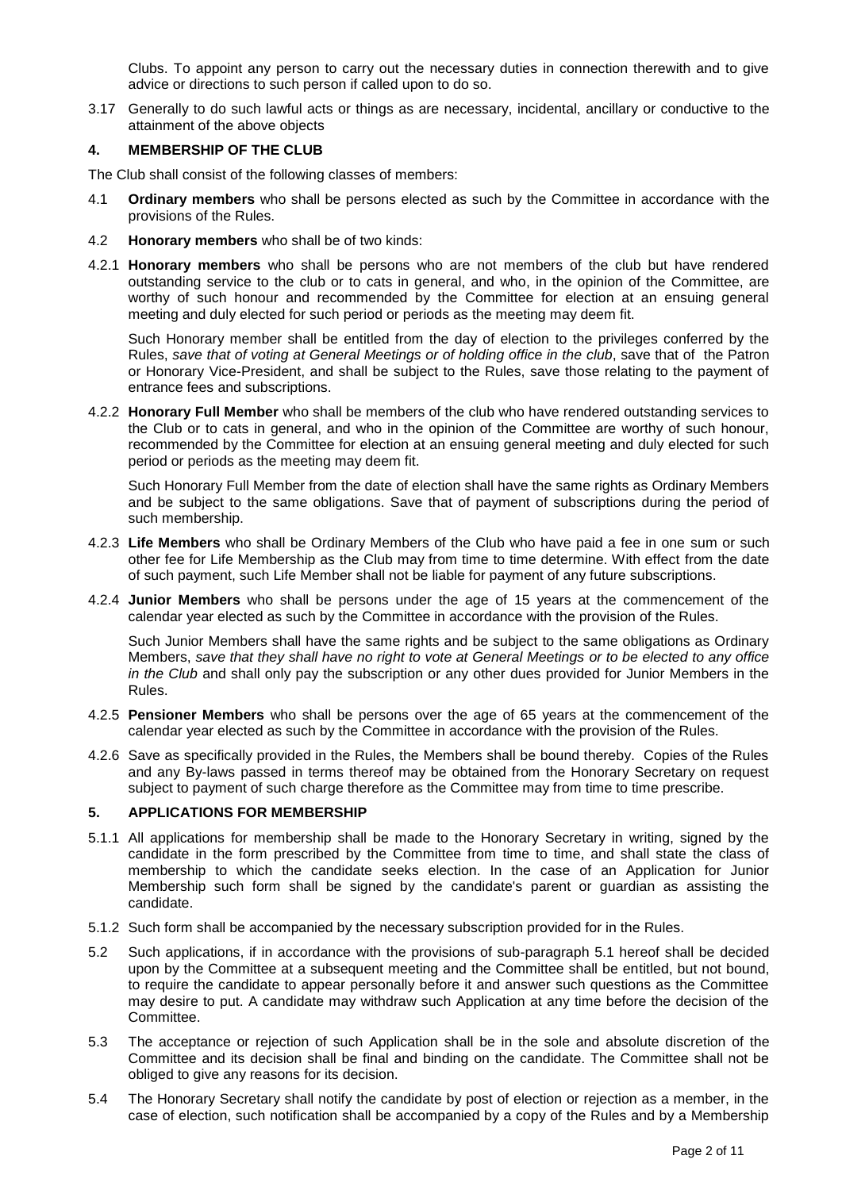Clubs. To appoint any person to carry out the necessary duties in connection therewith and to give advice or directions to such person if called upon to do so.

3.17 Generally to do such lawful acts or things as are necessary, incidental, ancillary or conductive to the attainment of the above objects

## 4. MEMBERSHIP OF THE CLUB

The Club shall consist of the following classes of members:

4.1 **Ordinary members** who shall be persons elected as such by the Committee in accordance with the provisions of the Rules.

4.2 **Honorary members** who shall be of two kinds:

4.2.1 **Honorary members** who shall be persons who are not members of the club but have rendered outstanding service to the club or to cats in general, and who, in the opinion of the Committee, are worthy of such honour and recommended by the Committee for election at an ensuing general meeting and duly elected for such period or periods as the meeting may deem fit.

Such Honorary member shall be entitled from the day of election to the privileges conferred by the Rules, *save that of voting at General Meetings or of holding office in the club*, save that of the Patron or Honorary Vice-President, and shall be subject to the Rules, save those relating to the payment of entrance fees and subscriptions.

4.2.2 **Honorary Full Member** who shall be members of the club who have rendered outstanding services to the Club or to cats in general, and who in the opinion of the Committee are worthy of such honour, recommended by the Committee for election at an ensuing general meeting and duly elected for such period or periods as the meeting may deem fit.

Such Honorary Full Member from the date of election shall have the same rights as Ordinary Members and be subject to the same obligations. Save that of payment of subscriptions during the period of such membership.

4.2.3 **Life Members** who shall be Ordinary Members of the Club who have paid a fee in one sum or such other fee for Life Membership as the Club may from time to time determine. With effect from the date of such payment, such Life Member shall not be liable for payment of any future subscriptions.

4.2.4 **Junior Members** who shall be persons under the age of 15 years at the commencement of the calendar year elected as such by the Committee in accordance with the provision of the Rules.

Such Junior Members shall have the same rights and be subject to the same obligations as Ordinary Members, *save that they shall have no right to vote at General Meetings or to be elected to any office in the Club* and shall only pay the subscription or any other dues provided for Junior Members in the Rules.

4.2.5 **Pensioner Members** who shall be persons over the age of 65 years at the commencement of the calendar year elected as such by the Committee in accordance with the provision of the Rules.

4.2.6 Save as specifically provided in the Rules, the Members shall be bound thereby. Copies of the Rules and any By-laws passed in terms thereof may be obtained from the Honorary Secretary on request subject to payment of such charge therefore as the Committee may from time to time prescribe.

## 5. APPLICATIONS FOR MEMBERSHIP

5.1.1 All applications for membership shall be made to the Honorary Secretary in writing, signed by the candidate in the form prescribed by the Committee from time to time, and shall state the class of membership to which the candidate seeks election. In the case of an Application for Junior Membership such form shall be signed by the candidate's parent or guardian as assisting the candidate.

5.1.2 Such form shall be accompanied by the necessary subscription provided for in the Rules.

5.2 Such applications, if in accordance with the provisions of sub-paragraph 5.1 hereof shall be decided upon by the Committee at a subsequent meeting and the Committee shall be entitled, but not bound, to require the candidate to appear personally before it and answer such questions as the Committee may desire to put. A candidate may withdraw such Application at any time before the decision of the Committee.

5.3 The acceptance or rejection of such Application shall be in the sole and absolute discretion of the Committee and its decision shall be final and binding on the candidate. The Committee shall not be obliged to give any reasons for its decision.

5.4 The Honorary Secretary shall notify the candidate by post of election or rejection as a member, in the case of election, such notification shall be accompanied by a copy of the Rules and by a Membership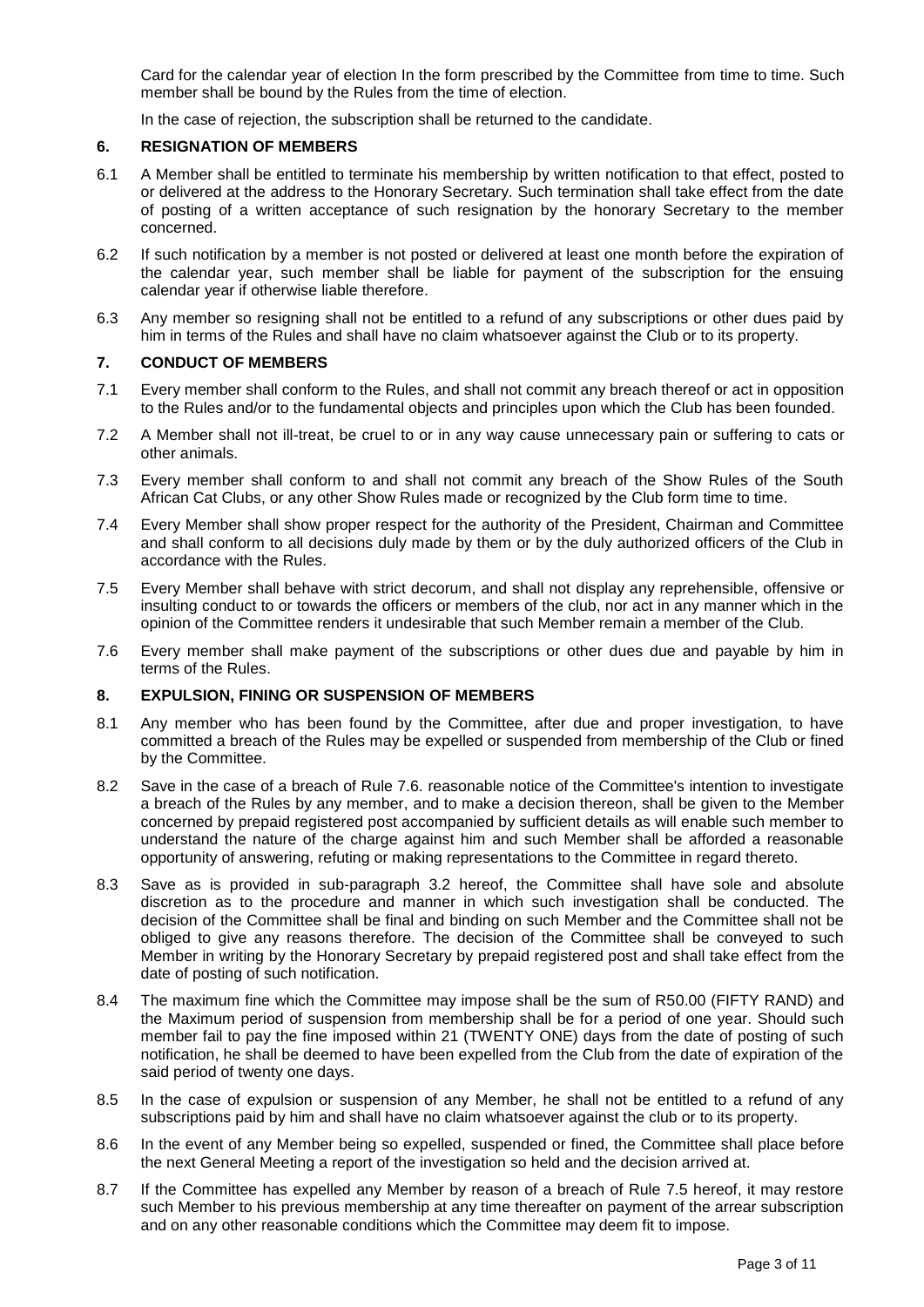Card for the calendar year of election In the form prescribed by the Committee from time to time. Such member shall be bound by the Rules from the time of election.

In the case of rejection, the subscription shall be returned to the candidate.

## 6. RESIGNATION OF MEMBERS

6.1 A Member shall be entitled to terminate his membership by written notification to that effect, posted to or delivered at the address to the Honorary Secretary. Such termination shall take effect from the date of posting of a written acceptance of such resignation by the honorary Secretary to the member concerned.

6.2 If such notification by a member is not posted or delivered at least one month before the expiration of the calendar year, such member shall be liable for payment of the subscription for the ensuing calendar year if otherwise liable therefore.

6.3 Any member so resigning shall not be entitled to a refund of any subscriptions or other dues paid by him in terms of the Rules and shall have no claim whatsoever against the Club or to its property.

## 7. CONDUCT OF MEMBERS

7.1 Every member shall conform to the Rules, and shall not commit any breach thereof or act in opposition to the Rules and/or to the fundamental objects and principles upon which the Club has been founded.

7.2 A Member shall not ill-treat, be cruel to or in any way cause unnecessary pain or suffering to cats or other animals.

7.3 Every member shall conform to and shall not commit any breach of the Show Rules of the South African Cat Clubs, or any other Show Rules made or recognized by the Club form time to time.

7.4 Every Member shall show proper respect for the authority of the President, Chairman and Committee and shall conform to all decisions duly made by them or by the duly authorized officers of the Club in accordance with the Rules.

7.5 Every Member shall behave with strict decorum, and shall not display any reprehensible, offensive or insulting conduct to or towards the officers or members of the club, nor act in any manner which in the opinion of the Committee renders it undesirable that such Member remain a member of the Club.

7.6 Every member shall make payment of the subscriptions or other dues due and payable by him in terms of the Rules.

## 8. EXPULSION, FINING OR SUSPENSION OF MEMBERS

8.1 Any member who has been found by the Committee, after due and proper investigation, to have committed a breach of the Rules may be expelled or suspended from membership of the Club or fined by the Committee.

8.2 Save in the case of a breach of Rule 7.6. reasonable notice of the Committee's intention to investigate a breach of the Rules by any member, and to make a decision thereon, shall be given to the Member concerned by prepaid registered post accompanied by sufficient details as will enable such member to understand the nature of the charge against him and such Member shall be afforded a reasonable opportunity of answering, refuting or making representations to the Committee in regard thereto.

8.3 Save as is provided in sub-paragraph 3.2 hereof, the Committee shall have sole and absolute discretion as to the procedure and manner in which such investigation shall be conducted. The decision of the Committee shall be final and binding on such Member and the Committee shall not be obliged to give any reasons therefore. The decision of the Committee shall be conveyed to such Member in writing by the Honorary Secretary by prepaid registered post and shall take effect from the date of posting of such notification.

8.4 The maximum fine which the Committee may impose shall be the sum of R50.00 (FIFTY RAND) and the Maximum period of suspension from membership shall be for a period of one year. Should such member fail to pay the fine imposed within 21 (TWENTY ONE) days from the date of posting of such notification, he shall be deemed to have been expelled from the Club from the date of expiration of the said period of twenty one days.

8.5 In the case of expulsion or suspension of any Member, he shall not be entitled to a refund of any subscriptions paid by him and shall have no claim whatsoever against the club or to its property.

8.6 In the event of any Member being so expelled, suspended or fined, the Committee shall place before the next General Meeting a report of the investigation so held and the decision arrived at.

8.7 If the Committee has expelled any Member by reason of a breach of Rule 7.5 hereof, it may restore such Member to his previous membership at any time thereafter on payment of the arrear subscription and on any other reasonable conditions which the Committee may deem fit to impose.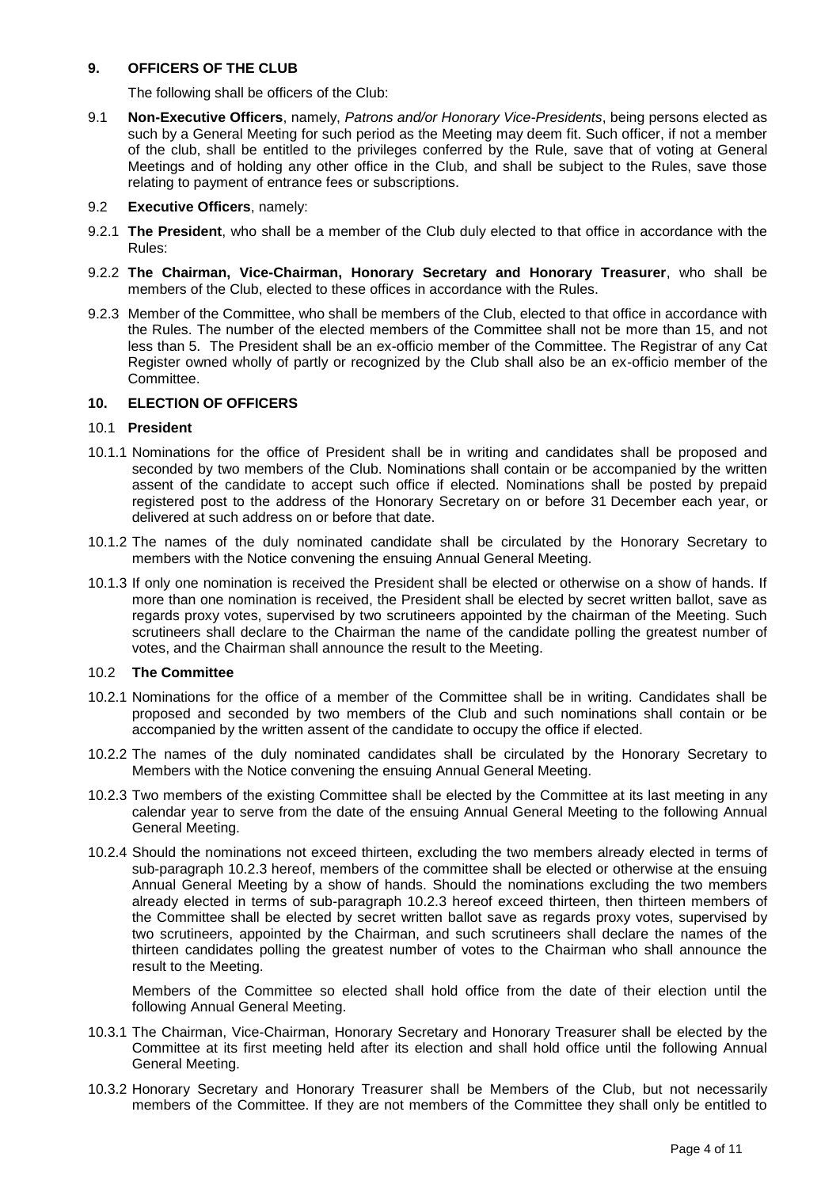## 9. OFFICERS OF THE CLUB

The following shall be officers of the Club:

9.1 **Non-Executive Officers**, namely, *Patrons and/or Honorary Vice-Presidents*, being persons elected as such by a General Meeting for such period as the Meeting may deem fit. Such officer, if not a member of the club, shall be entitled to the privileges conferred by the Rule, save that of voting at General Meetings and of holding any other office in the Club, and shall be subject to the Rules, save those relating to payment of entrance fees or subscriptions.

9.2 **Executive Officers**, namely:

9.2.1 **The President**, who shall be a member of the Club duly elected to that office in accordance with the Rules:

9.2.2 **The Chairman, Vice-Chairman, Honorary Secretary and Honorary Treasurer**, who shall be members of the Club, elected to these offices in accordance with the Rules.

9.2.3 Member of the Committee, who shall be members of the Club, elected to that office in accordance with the Rules. The number of the elected members of the Committee shall not be more than 15, and not less than 5. The President shall be an ex-officio member of the Committee. The Registrar of any Cat Register owned wholly of partly or recognized by the Club shall also be an ex-officio member of the Committee.

## 10. ELECTION OF OFFICERS

### 10.1 President

10.1.1 Nominations for the office of President shall be in writing and candidates shall be proposed and seconded by two members of the Club. Nominations shall contain or be accompanied by the written assent of the candidate to accept such office if elected. Nominations shall be posted by prepaid registered post to the address of the Honorary Secretary on or before 31 December each year, or delivered at such address on or before that date.

10.1.2 The names of the duly nominated candidate shall be circulated by the Honorary Secretary to members with the Notice convening the ensuing Annual General Meeting.

10.1.3 If only one nomination is received the President shall be elected or otherwise on a show of hands. If more than one nomination is received, the President shall be elected by secret written ballot, save as regards proxy votes, supervised by two scrutineers appointed by the chairman of the Meeting. Such scrutineers shall declare to the Chairman the name of the candidate polling the greatest number of votes, and the Chairman shall announce the result to the Meeting.

### 10.2 The Committee

10.2.1 Nominations for the office of a member of the Committee shall be in writing. Candidates shall be proposed and seconded by two members of the Club and such nominations shall contain or be accompanied by the written assent of the candidate to occupy the office if elected.

10.2.2 The names of the duly nominated candidates shall be circulated by the Honorary Secretary to Members with the Notice convening the ensuing Annual General Meeting.

10.2.3 Two members of the existing Committee shall be elected by the Committee at its last meeting in any calendar year to serve from the date of the ensuing Annual General Meeting to the following Annual General Meeting.

10.2.4 Should the nominations not exceed thirteen, excluding the two members already elected in terms of sub-paragraph 10.2.3 hereof, members of the committee shall be elected or otherwise at the ensuing Annual General Meeting by a show of hands. Should the nominations excluding the two members already elected in terms of sub-paragraph 10.2.3 hereof exceed thirteen, then thirteen members of the Committee shall be elected by secret written ballot save as regards proxy votes, supervised by two scrutineers, appointed by the Chairman, and such scrutineers shall declare the names of the thirteen candidates polling the greatest number of votes to the Chairman who shall announce the result to the Meeting.

Members of the Committee so elected shall hold office from the date of their election until the following Annual General Meeting.

10.3.1 The Chairman, Vice-Chairman, Honorary Secretary and Honorary Treasurer shall be elected by the Committee at its first meeting held after its election and shall hold office until the following Annual General Meeting.

10.3.2 Honorary Secretary and Honorary Treasurer shall be Members of the Club, but not necessarily members of the Committee. If they are not members of the Committee they shall only be entitled to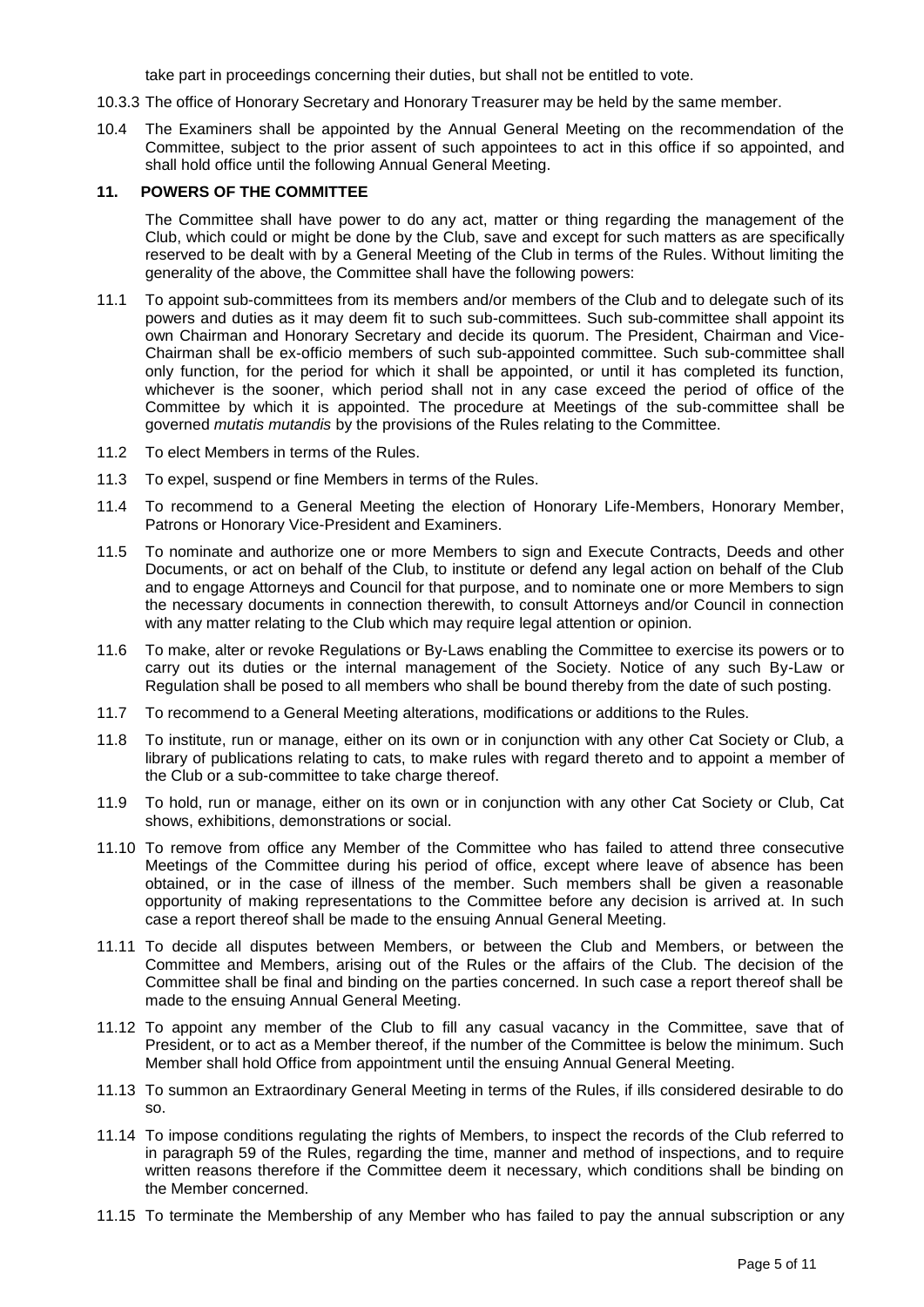take part in proceedings concerning their duties, but shall not be entitled to vote.

10.3.3 The office of Honorary Secretary and Honorary Treasurer may be held by the same member.

10.4 The Examiners shall be appointed by the Annual General Meeting on the recommendation of the Committee, subject to the prior assent of such appointees to act in this office if so appointed, and shall hold office until the following Annual General Meeting.

## 11. POWERS OF THE COMMITTEE

The Committee shall have power to do any act, matter or thing regarding the management of the Club, which could or might be done by the Club, save and except for such matters as are specifically reserved to be dealt with by a General Meeting of the Club in terms of the Rules. Without limiting the generality of the above, the Committee shall have the following powers:

11.1 To appoint sub-committees from its members and/or members of the Club and to delegate such of its powers and duties as it may deem fit to such sub-committees. Such sub-committee shall appoint its own Chairman and Honorary Secretary and decide its quorum. The President, Chairman and Vice-Chairman shall be ex-officio members of such sub-appointed committee. Such sub-committee shall only function, for the period for which it shall be appointed, or until it has completed its function, whichever is the sooner, which period shall not in any case exceed the period of office of the Committee by which it is appointed. The procedure at Meetings of the sub-committee shall be governed *mutatis mutandis* by the provisions of the Rules relating to the Committee.

11.2 To elect Members in terms of the Rules.

11.3 To expel, suspend or fine Members in terms of the Rules.

11.4 To recommend to a General Meeting the election of Honorary Life-Members, Honorary Member, Patrons or Honorary Vice-President and Examiners.

11.5 To nominate and authorize one or more Members to sign and Execute Contracts, Deeds and other Documents, or act on behalf of the Club, to institute or defend any legal action on behalf of the Club and to engage Attorneys and Council for that purpose, and to nominate one or more Members to sign the necessary documents in connection therewith, to consult Attorneys and/or Council in connection with any matter relating to the Club which may require legal attention or opinion.

11.6 To make, alter or revoke Regulations or By-Laws enabling the Committee to exercise its powers or to carry out its duties or the internal management of the Society. Notice of any such By-Law or Regulation shall be posed to all members who shall be bound thereby from the date of such posting.

11.7 To recommend to a General Meeting alterations, modifications or additions to the Rules.

11.8 To institute, run or manage, either on its own or in conjunction with any other Cat Society or Club, a library of publications relating to cats, to make rules with regard thereto and to appoint a member of the Club or a sub-committee to take charge thereof.

11.9 To hold, run or manage, either on its own or in conjunction with any other Cat Society or Club, Cat shows, exhibitions, demonstrations or social.

11.10 To remove from office any Member of the Committee who has failed to attend three consecutive Meetings of the Committee during his period of office, except where leave of absence has been obtained, or in the case of illness of the member. Such members shall be given a reasonable opportunity of making representations to the Committee before any decision is arrived at. In such case a report thereof shall be made to the ensuing Annual General Meeting.

11.11 To decide all disputes between Members, or between the Club and Members, or between the Committee and Members, arising out of the Rules or the affairs of the Club. The decision of the Committee shall be final and binding on the parties concerned. In such case a report thereof shall be made to the ensuing Annual General Meeting.

11.12 To appoint any member of the Club to fill any casual vacancy in the Committee, save that of President, or to act as a Member thereof, if the number of the Committee is below the minimum. Such Member shall hold Office from appointment until the ensuing Annual General Meeting.

11.13 To summon an Extraordinary General Meeting in terms of the Rules, if ills considered desirable to do so.

11.14 To impose conditions regulating the rights of Members, to inspect the records of the Club referred to in paragraph 59 of the Rules, regarding the time, manner and method of inspections, and to require written reasons therefore if the Committee deem it necessary, which conditions shall be binding on the Member concerned.

11.15 To terminate the Membership of any Member who has failed to pay the annual subscription or any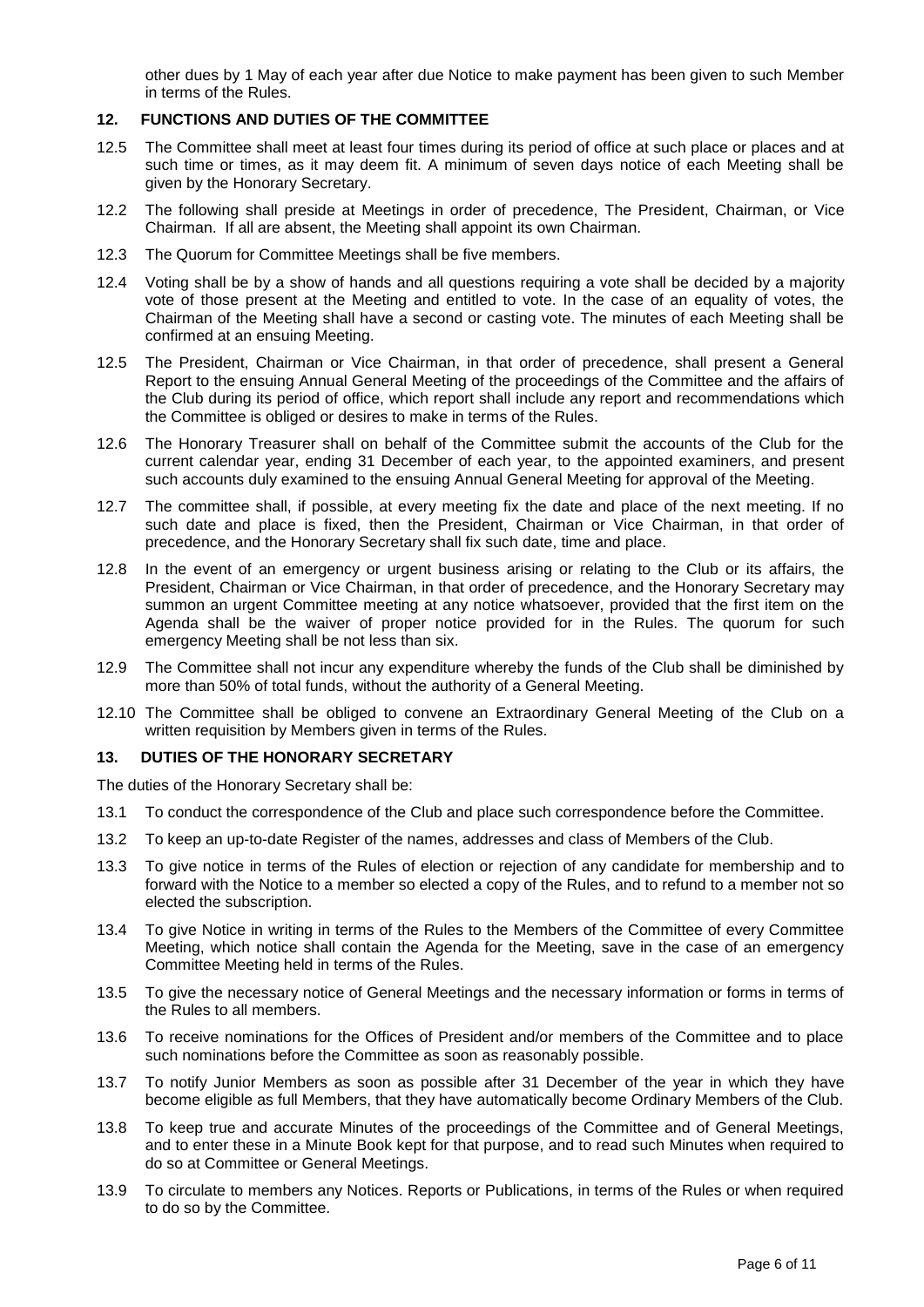other dues by 1 May of each year after due Notice to make payment has been given to such Member in terms of the Rules.

## 12. FUNCTIONS AND DUTIES OF THE COMMITTEE

12.5 The Committee shall meet at least four times during its period of office at such place or places and at such time or times, as it may deem fit. A minimum of seven days notice of each Meeting shall be given by the Honorary Secretary.

12.2 The following shall preside at Meetings in order of precedence, The President, Chairman, or Vice Chairman. If all are absent, the Meeting shall appoint its own Chairman.

12.3 The Quorum for Committee Meetings shall be five members.

12.4 Voting shall be by a show of hands and all questions requiring a vote shall be decided by a majority vote of those present at the Meeting and entitled to vote. In the case of an equality of votes, the Chairman of the Meeting shall have a second or casting vote. The minutes of each Meeting shall be confirmed at an ensuing Meeting.

12.5 The President, Chairman or Vice Chairman, in that order of precedence, shall present a General Report to the ensuing Annual General Meeting of the proceedings of the Committee and the affairs of the Club during its period of office, which report shall include any report and recommendations which the Committee is obliged or desires to make in terms of the Rules.

12.6 The Honorary Treasurer shall on behalf of the Committee submit the accounts of the Club for the current calendar year, ending 31 December of each year, to the appointed examiners, and present such accounts duly examined to the ensuing Annual General Meeting for approval of the Meeting.

12.7 The committee shall, if possible, at every meeting fix the date and place of the next meeting. If no such date and place is fixed, then the President, Chairman or Vice Chairman, in that order of precedence, and the Honorary Secretary shall fix such date, time and place.

12.8 In the event of an emergency or urgent business arising or relating to the Club or its affairs, the President, Chairman or Vice Chairman, in that order of precedence, and the Honorary Secretary may summon an urgent Committee meeting at any notice whatsoever, provided that the first item on the Agenda shall be the waiver of proper notice provided for in the Rules. The quorum for such emergency Meeting shall be not less than six.

12.9 The Committee shall not incur any expenditure whereby the funds of the Club shall be diminished by more than 50% of total funds, without the authority of a General Meeting.

12.10 The Committee shall be obliged to convene an Extraordinary General Meeting of the Club on a written requisition by Members given in terms of the Rules.

## 13. DUTIES OF THE HONORARY SECRETARY

The duties of the Honorary Secretary shall be:

13.1 To conduct the correspondence of the Club and place such correspondence before the Committee.

13.2 To keep an up-to-date Register of the names, addresses and class of Members of the Club.

13.3 To give notice in terms of the Rules of election or rejection of any candidate for membership and to forward with the Notice to a member so elected a copy of the Rules, and to refund to a member not so elected the subscription.

13.4 To give Notice in writing in terms of the Rules to the Members of the Committee of every Committee Meeting, which notice shall contain the Agenda for the Meeting, save in the case of an emergency Committee Meeting held in terms of the Rules.

13.5 To give the necessary notice of General Meetings and the necessary information or forms in terms of the Rules to all members.

13.6 To receive nominations for the Offices of President and/or members of the Committee and to place such nominations before the Committee as soon as reasonably possible.

13.7 To notify Junior Members as soon as possible after 31 December of the year in which they have become eligible as full Members, that they have automatically become Ordinary Members of the Club.

13.8 To keep true and accurate Minutes of the proceedings of the Committee and of General Meetings, and to enter these in a Minute Book kept for that purpose, and to read such Minutes when required to do so at Committee or General Meetings.

13.9 To circulate to members any Notices. Reports or Publications, in terms of the Rules or when required to do so by the Committee.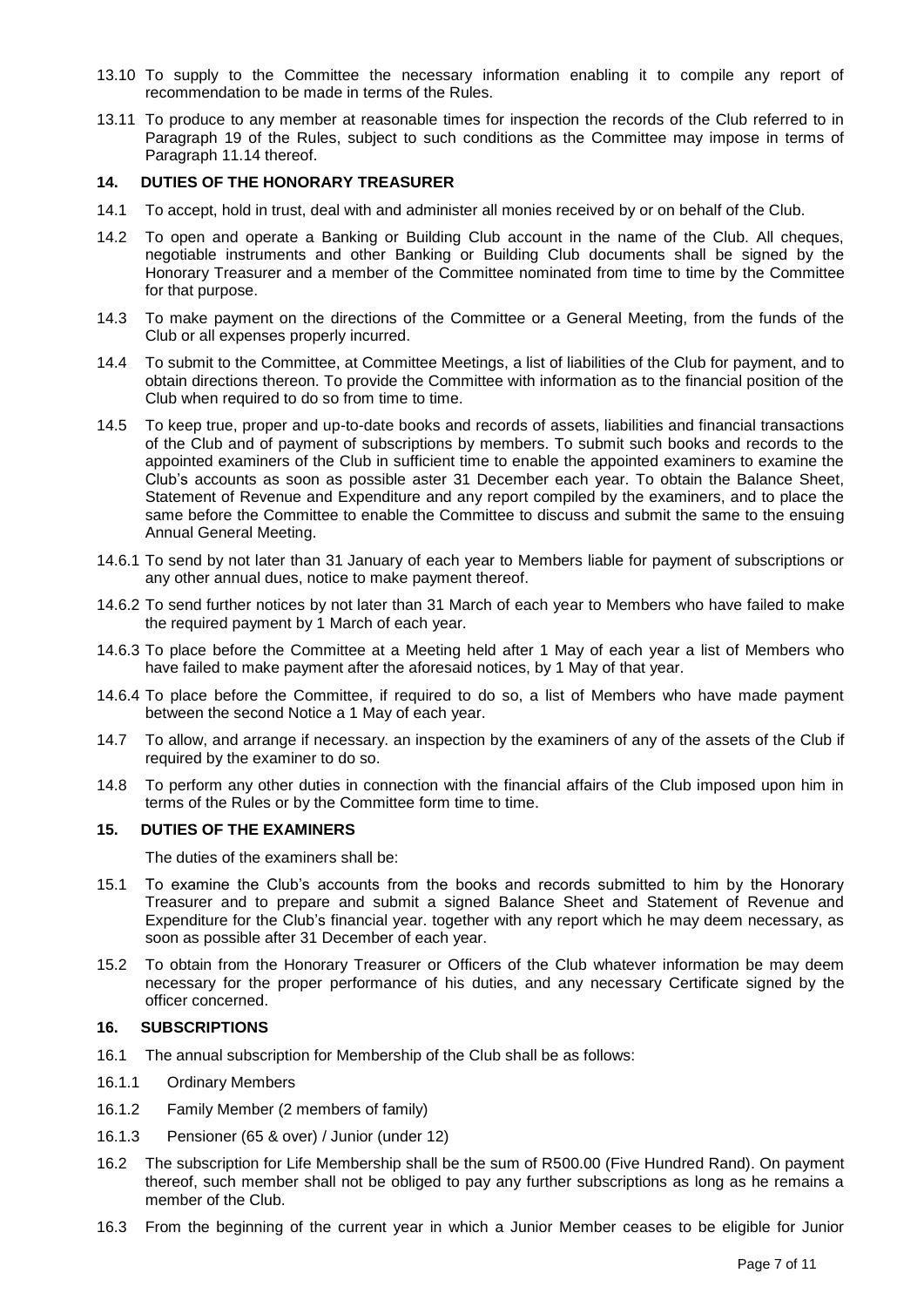13.10 To supply to the Committee the necessary information enabling it to compile any report of recommendation to be made in terms of the Rules.

13.11 To produce to any member at reasonable times for inspection the records of the Club referred to in Paragraph 19 of the Rules, subject to such conditions as the Committee may impose in terms of Paragraph 11.14 thereof.

### 14. DUTIES OF THE HONORARY TREASURER

14.1 To accept, hold in trust, deal with and administer all monies received by or on behalf of the Club.

14.2 To open and operate a Banking or Building Club account in the name of the Club. All cheques, negotiable instruments and other Banking or Building Club documents shall be signed by the Honorary Treasurer and a member of the Committee nominated from time to time by the Committee for that purpose.

14.3 To make payment on the directions of the Committee or a General Meeting, from the funds of the Club or all expenses properly incurred.

14.4 To submit to the Committee, at Committee Meetings, a list of liabilities of the Club for payment, and to obtain directions thereon. To provide the Committee with information as to the financial position of the Club when required to do so from time to time.

14.5 To keep true, proper and up-to-date books and records of assets, liabilities and financial transactions of the Club and of payment of subscriptions by members. To submit such books and records to the appointed examiners of the Club in sufficient time to enable the appointed examiners to examine the Club's accounts as soon as possible aster 31 December each year. To obtain the Balance Sheet, Statement of Revenue and Expenditure and any report compiled by the examiners, and to place the same before the Committee to enable the Committee to discuss and submit the same to the ensuing Annual General Meeting.

14.6.1 To send by not later than 31 January of each year to Members liable for payment of subscriptions or any other annual dues, notice to make payment thereof.

14.6.2 To send further notices by not later than 31 March of each year to Members who have failed to make the required payment by 1 March of each year.

14.6.3 To place before the Committee at a Meeting held after 1 May of each year a list of Members who have failed to make payment after the aforesaid notices, by 1 May of that year.

14.6.4 To place before the Committee, if required to do so, a list of Members who have made payment between the second Notice a 1 May of each year.

14.7 To allow, and arrange if necessary. an inspection by the examiners of any of the assets of the Club if required by the examiner to do so.

14.8 To perform any other duties in connection with the financial affairs of the Club imposed upon him in terms of the Rules or by the Committee form time to time.

### 15. DUTIES OF THE EXAMINERS

The duties of the examiners shall be:

15.1 To examine the Club's accounts from the books and records submitted to him by the Honorary Treasurer and to prepare and submit a signed Balance Sheet and Statement of Revenue and Expenditure for the Club's financial year. together with any report which he may deem necessary, as soon as possible after 31 December of each year.

15.2 To obtain from the Honorary Treasurer or Officers of the Club whatever information be may deem necessary for the proper performance of his duties, and any necessary Certificate signed by the officer concerned.

### 16. SUBSCRIPTIONS

16.1 The annual subscription for Membership of the Club shall be as follows:

16.1.1 Ordinary Members

16.1.2 Family Member (2 members of family)

16.1.3 Pensioner (65 & over) / Junior (under 12)

16.2 The subscription for Life Membership shall be the sum of R500.00 (Five Hundred Rand). On payment thereof, such member shall not be obliged to pay any further subscriptions as long as he remains a member of the Club.

16.3 From the beginning of the current year in which a Junior Member ceases to be eligible for Junior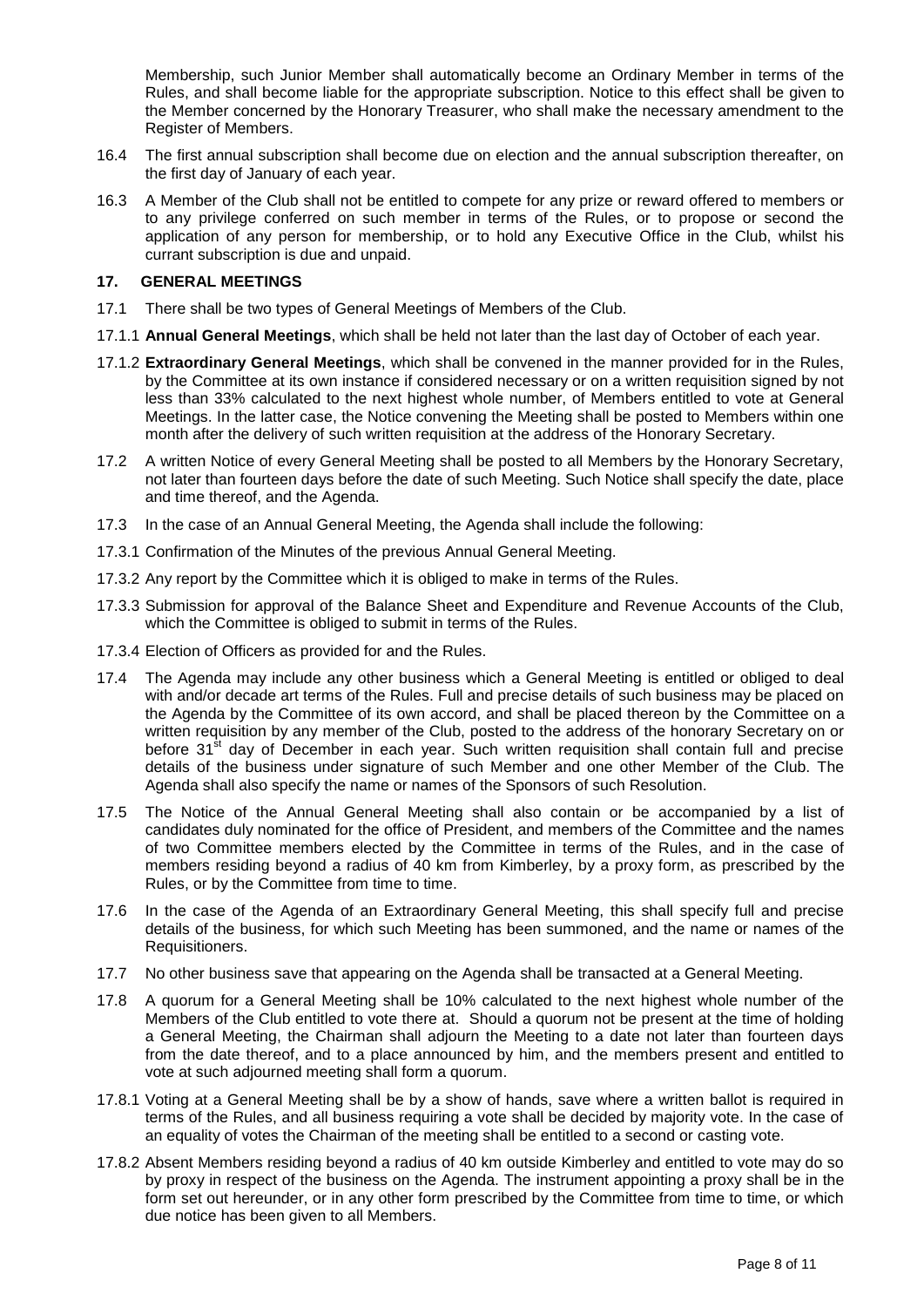Membership, such Junior Member shall automatically become an Ordinary Member in terms of the Rules, and shall become liable for the appropriate subscription. Notice to this effect shall be given to the Member concerned by the Honorary Treasurer, who shall make the necessary amendment to the Register of Members.

16.4 The first annual subscription shall become due on election and the annual subscription thereafter, on the first day of January of each year.

16.3 A Member of the Club shall not be entitled to compete for any prize or reward offered to members or to any privilege conferred on such member in terms of the Rules, or to propose or second the application of any person for membership, or to hold any Executive Office in the Club, whilst his currant subscription is due and unpaid.

## 17. GENERAL MEETINGS

17.1 There shall be two types of General Meetings of Members of the Club.

17.1.1 **Annual General Meetings**, which shall be held not later than the last day of October of each year.

17.1.2 **Extraordinary General Meetings**, which shall be convened in the manner provided for in the Rules, by the Committee at its own instance if considered necessary or on a written requisition signed by not less than 33% calculated to the next highest whole number, of Members entitled to vote at General Meetings. In the latter case, the Notice convening the Meeting shall be posted to Members within one month after the delivery of such written requisition at the address of the Honorary Secretary.

17.2 A written Notice of every General Meeting shall be posted to all Members by the Honorary Secretary, not later than fourteen days before the date of such Meeting. Such Notice shall specify the date, place and time thereof, and the Agenda.

17.3 In the case of an Annual General Meeting, the Agenda shall include the following:

17.3.1 Confirmation of the Minutes of the previous Annual General Meeting.

17.3.2 Any report by the Committee which it is obliged to make in terms of the Rules.

17.3.3 Submission for approval of the Balance Sheet and Expenditure and Revenue Accounts of the Club, which the Committee is obliged to submit in terms of the Rules.

17.3.4 Election of Officers as provided for and the Rules.

17.4 The Agenda may include any other business which a General Meeting is entitled or obliged to deal with and/or decade art terms of the Rules. Full and precise details of such business may be placed on the Agenda by the Committee of its own accord, and shall be placed thereon by the Committee on a written requisition by any member of the Club, posted to the address of the honorary Secretary on or before 31st day of December in each year. Such written requisition shall contain full and precise details of the business under signature of such Member and one other Member of the Club. The Agenda shall also specify the name or names of the Sponsors of such Resolution.

17.5 The Notice of the Annual General Meeting shall also contain or be accompanied by a list of candidates duly nominated for the office of President, and members of the Committee and the names of two Committee members elected by the Committee in terms of the Rules, and in the case of members residing beyond a radius of 40 km from Kimberley, by a proxy form, as prescribed by the Rules, or by the Committee from time to time.

17.6 In the case of the Agenda of an Extraordinary General Meeting, this shall specify full and precise details of the business, for which such Meeting has been summoned, and the name or names of the Requisitioners.

17.7 No other business save that appearing on the Agenda shall be transacted at a General Meeting.

17.8 A quorum for a General Meeting shall be 10% calculated to the next highest whole number of the Members of the Club entitled to vote there at. Should a quorum not be present at the time of holding a General Meeting, the Chairman shall adjourn the Meeting to a date not later than fourteen days from the date thereof, and to a place announced by him, and the members present and entitled to vote at such adjourned meeting shall form a quorum.

17.8.1 Voting at a General Meeting shall be by a show of hands, save where a written ballot is required in terms of the Rules, and all business requiring a vote shall be decided by majority vote. In the case of an equality of votes the Chairman of the meeting shall be entitled to a second or casting vote.

17.8.2 Absent Members residing beyond a radius of 40 km outside Kimberley and entitled to vote may do so by proxy in respect of the business on the Agenda. The instrument appointing a proxy shall be in the form set out hereunder, or in any other form prescribed by the Committee from time to time, or which due notice has been given to all Members.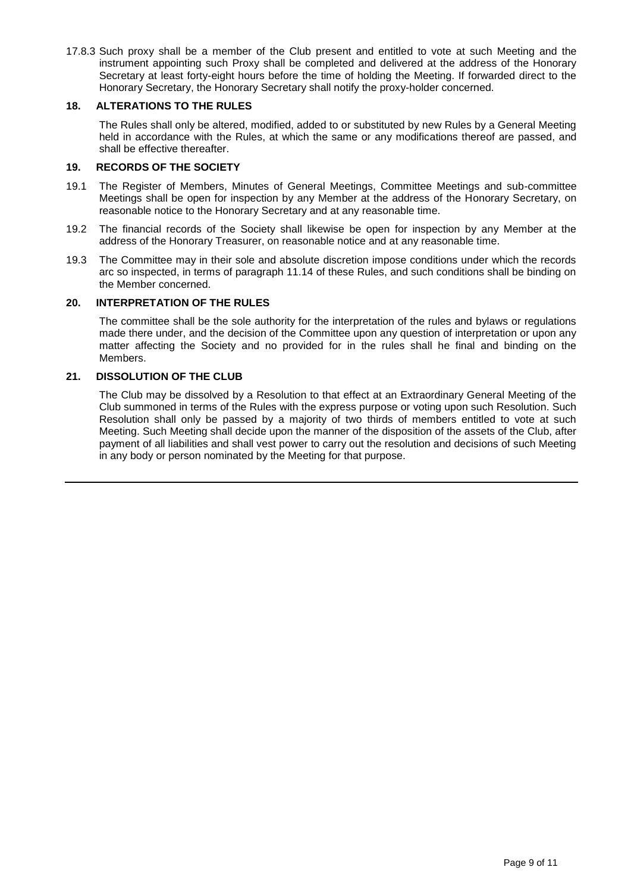17.8.3 Such proxy shall be a member of the Club present and entitled to vote at such Meeting and the instrument appointing such Proxy shall be completed and delivered at the address of the Honorary Secretary at least forty-eight hours before the time of holding the Meeting. If forwarded direct to the Honorary Secretary, the Honorary Secretary shall notify the proxy-holder concerned.

### 18. ALTERATIONS TO THE RULES

The Rules shall only be altered, modified, added to or substituted by new Rules by a General Meeting held in accordance with the Rules, at which the same or any modifications thereof are passed, and shall be effective thereafter.

### 19. RECORDS OF THE SOCIETY

19.1 The Register of Members, Minutes of General Meetings, Committee Meetings and sub-committee Meetings shall be open for inspection by any Member at the address of the Honorary Secretary, on reasonable notice to the Honorary Secretary and at any reasonable time.

19.2 The financial records of the Society shall likewise be open for inspection by any Member at the address of the Honorary Treasurer, on reasonable notice and at any reasonable time.

19.3 The Committee may in their sole and absolute discretion impose conditions under which the records arc so inspected, in terms of paragraph 11.14 of these Rules, and such conditions shall be binding on the Member concerned.

### 20. INTERPRETATION OF THE RULES

The committee shall be the sole authority for the interpretation of the rules and bylaws or regulations made there under, and the decision of the Committee upon any question of interpretation or upon any matter affecting the Society and no provided for in the rules shall he final and binding on the Members.

### 21. DISSOLUTION OF THE CLUB

The Club may be dissolved by a Resolution to that effect at an Extraordinary General Meeting of the Club summoned in terms of the Rules with the express purpose or voting upon such Resolution. Such Resolution shall only be passed by a majority of two thirds of members entitled to vote at such Meeting. Such Meeting shall decide upon the manner of the disposition of the assets of the Club, after payment of all liabilities and shall vest power to carry out the resolution and decisions of such Meeting in any body or person nominated by the Meeting for that purpose.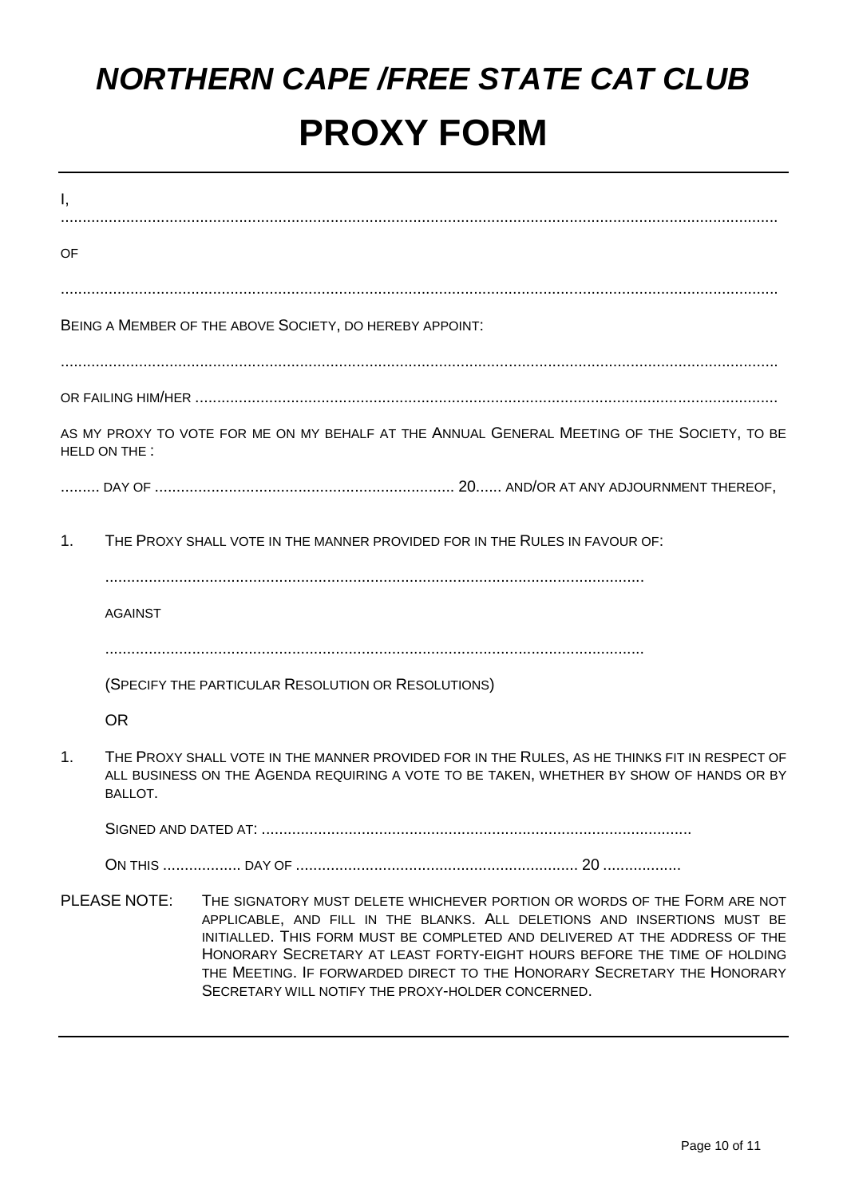# *NORTHERN CAPE /FREE STATE CAT CLUB*

# PROXY FORM

---

I, ..........................................................................................................................................................

OF

..........................................................................................................................................................

BEING A MEMBER OF THE ABOVE SOCIETY, DO HEREBY APPOINT:

..........................................................................................................................................................

OR FAILING HIM/HER ..........................................................................................................................................

AS MY PROXY TO VOTE FOR ME ON MY BEHALF AT THE ANNUAL GENERAL MEETING OF THE SOCIETY, TO BE HELD ON THE :

......... DAY OF .................................................................... 20...... AND/OR AT ANY ADJOURNMENT THEREOF,

1. THE PROXY SHALL VOTE IN THE MANNER PROVIDED FOR IN THE RULES IN FAVOUR OF:

   ..........................................................................................................................

   AGAINST

   ..........................................................................................................................

   (SPECIFY THE PARTICULAR RESOLUTION OR RESOLUTIONS)

   OR

1. THE PROXY SHALL VOTE IN THE MANNER PROVIDED FOR IN THE RULES, AS HE THINKS FIT IN RESPECT OF ALL BUSINESS ON THE AGENDA REQUIRING A VOTE TO BE TAKEN, WHETHER BY SHOW OF HANDS OR BY BALLOT.

   SIGNED AND DATED AT: ..................................................................................................

   ON THIS .................. DAY OF ................................................................ 20 ..................

PLEASE NOTE: THE SIGNATORY MUST DELETE WHICHEVER PORTION OR WORDS OF THE FORM ARE NOT APPLICABLE, AND FILL IN THE BLANKS. ALL DELETIONS AND INSERTIONS MUST BE INITIALLED. THIS FORM MUST BE COMPLETED AND DELIVERED AT THE ADDRESS OF THE HONORARY SECRETARY AT LEAST FORTY-EIGHT HOURS BEFORE THE TIME OF HOLDING THE MEETING. IF FORWARDED DIRECT TO THE HONORARY SECRETARY THE HONORARY SECRETARY WILL NOTIFY THE PROXY-HOLDER CONCERNED.

---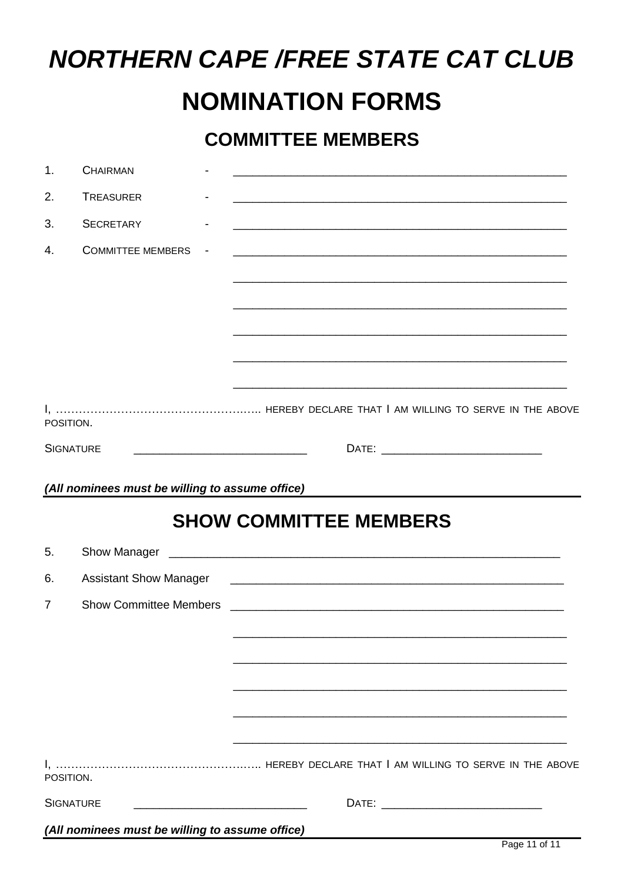# *NORTHERN CAPE /FREE STATE CAT CLUB*

# NOMINATION FORMS

## COMMITTEE MEMBERS

1. CHAIRMAN - ____________________________________________
2. TREASURER - ____________________________________________
3. SECRETARY - ____________________________________________
4. COMMITTEE MEMBERS - ____________________________________________

____________________________________________

____________________________________________

____________________________________________

____________________________________________

____________________________________________

I, ……………………………………………. HEREBY DECLARE THAT I AM WILLING TO SERVE IN THE ABOVE POSITION.

SIGNATURE ____________________________ DATE: ____________________________

***(All nominees must be willing to assume office)***

## SHOW COMMITTEE MEMBERS

5. Show Manager ____________________________________________
6. Assistant Show Manager ____________________________________________
7 Show Committee Members ____________________________________________

____________________________________________

____________________________________________

____________________________________________

____________________________________________

____________________________________________

I, ……………………………………………. HEREBY DECLARE THAT I AM WILLING TO SERVE IN THE ABOVE POSITION.

SIGNATURE ____________________________ DATE: ____________________________

***(All nominees must be willing to assume office)***